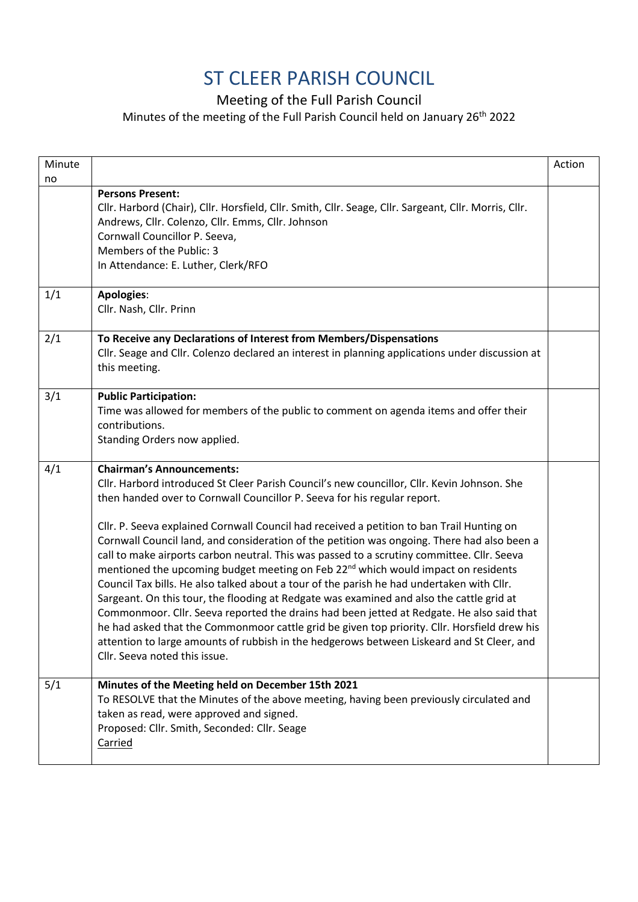# ST CLEER PARISH COUNCIL

## Meeting of the Full Parish Council

Minutes of the meeting of the Full Parish Council held on January 26th 2022

| Minute no | | Action |
|---|---|---|
| | **Persons Present:**<br>Cllr. Harbord (Chair), Cllr. Horsfield, Cllr. Smith, Cllr. Seage, Cllr. Sargeant, Cllr. Morris, Cllr. Andrews, Cllr. Colenzo, Cllr. Emms, Cllr. Johnson<br>Cornwall Councillor P. Seeva,<br>Members of the Public: 3<br>In Attendance: E. Luther, Clerk/RFO | |
| 1/1 | **Apologies**:<br>Cllr. Nash, Cllr. Prinn | |
| 2/1 | **To Receive any Declarations of Interest from Members/Dispensations**<br>Cllr. Seage and Cllr. Colenzo declared an interest in planning applications under discussion at this meeting. | |
| 3/1 | **Public Participation:**<br>Time was allowed for members of the public to comment on agenda items and offer their contributions.<br>Standing Orders now applied. | |
| 4/1 | **Chairman's Announcements:**<br>Cllr. Harbord introduced St Cleer Parish Council's new councillor, Cllr. Kevin Johnson. She then handed over to Cornwall Councillor P. Seeva for his regular report.<br><br>Cllr. P. Seeva explained Cornwall Council had received a petition to ban Trail Hunting on Cornwall Council land, and consideration of the petition was ongoing. There had also been a call to make airports carbon neutral. This was passed to a scrutiny committee. Cllr. Seeva mentioned the upcoming budget meeting on Feb 22nd which would impact on residents Council Tax bills. He also talked about a tour of the parish he had undertaken with Cllr. Sargeant. On this tour, the flooding at Redgate was examined and also the cattle grid at Commonmoor. Cllr. Seeva reported the drains had been jetted at Redgate. He also said that he had asked that the Commonmoor cattle grid be given top priority. Cllr. Horsfield drew his attention to large amounts of rubbish in the hedgerows between Liskeard and St Cleer, and Cllr. Seeva noted this issue. | |
| 5/1 | **Minutes of the Meeting held on December 15th 2021**<br>To RESOLVE that the Minutes of the above meeting, having been previously circulated and taken as read, were approved and signed.<br>Proposed: Cllr. Smith, Seconded: Cllr. Seage<br><u>Carried</u> | |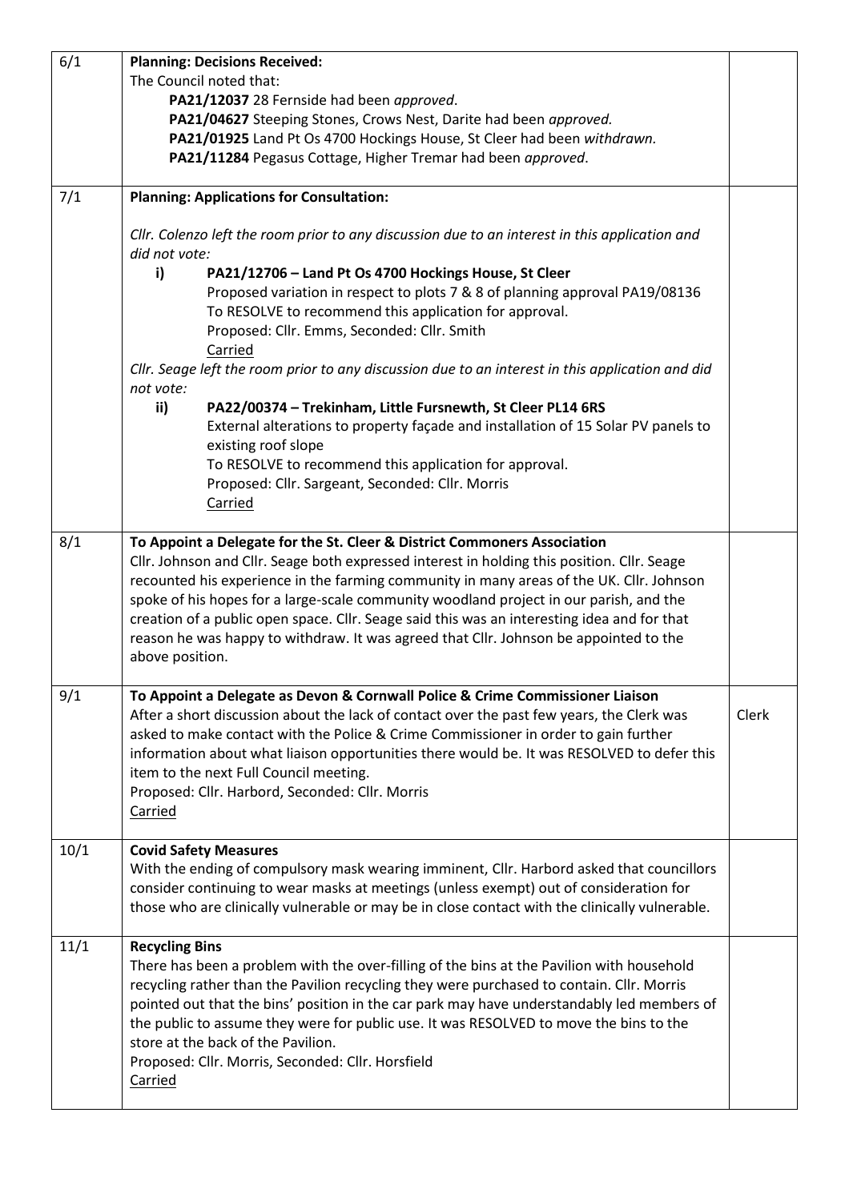| | | |
|---|---|---|
| 6/1 | **Planning: Decisions Received:**<br>The Council noted that:<br>**PA21/12037** 28 Fernside had been *approved*.<br>**PA21/04627** Steeping Stones, Crows Nest, Darite had been *approved.*<br>**PA21/01925** Land Pt Os 4700 Hockings House, St Cleer had been *withdrawn.*<br>**PA21/11284** Pegasus Cottage, Higher Tremar had been *approved*. | |
| 7/1 | **Planning: Applications for Consultation:**<br><br>*Cllr. Colenzo left the room prior to any discussion due to an interest in this application and did not vote:*<br>**i) PA21/12706 – Land Pt Os 4700 Hockings House, St Cleer**<br>Proposed variation in respect to plots 7 & 8 of planning approval PA19/08136<br>To RESOLVE to recommend this application for approval.<br>Proposed: Cllr. Emms, Seconded: Cllr. Smith<br><u>Carried</u><br>*Cllr. Seage left the room prior to any discussion due to an interest in this application and did not vote:*<br>**ii) PA22/00374 – Trekinham, Little Fursnewth, St Cleer PL14 6RS**<br>External alterations to property façade and installation of 15 Solar PV panels to existing roof slope<br>To RESOLVE to recommend this application for approval.<br>Proposed: Cllr. Sargeant, Seconded: Cllr. Morris<br><u>Carried</u> | |
| 8/1 | **To Appoint a Delegate for the St. Cleer & District Commoners Association**<br>Cllr. Johnson and Cllr. Seage both expressed interest in holding this position. Cllr. Seage recounted his experience in the farming community in many areas of the UK. Cllr. Johnson spoke of his hopes for a large-scale community woodland project in our parish, and the creation of a public open space. Cllr. Seage said this was an interesting idea and for that reason he was happy to withdraw. It was agreed that Cllr. Johnson be appointed to the above position. | |
| 9/1 | **To Appoint a Delegate as Devon & Cornwall Police & Crime Commissioner Liaison**<br>After a short discussion about the lack of contact over the past few years, the Clerk was asked to make contact with the Police & Crime Commissioner in order to gain further information about what liaison opportunities there would be. It was RESOLVED to defer this item to the next Full Council meeting.<br>Proposed: Cllr. Harbord, Seconded: Cllr. Morris<br><u>Carried</u> | Clerk |
| 10/1 | **Covid Safety Measures**<br>With the ending of compulsory mask wearing imminent, Cllr. Harbord asked that councillors consider continuing to wear masks at meetings (unless exempt) out of consideration for those who are clinically vulnerable or may be in close contact with the clinically vulnerable. | |
| 11/1 | **Recycling Bins**<br>There has been a problem with the over-filling of the bins at the Pavilion with household recycling rather than the Pavilion recycling they were purchased to contain. Cllr. Morris pointed out that the bins' position in the car park may have understandably led members of the public to assume they were for public use. It was RESOLVED to move the bins to the store at the back of the Pavilion.<br>Proposed: Cllr. Morris, Seconded: Cllr. Horsfield<br><u>Carried</u> | |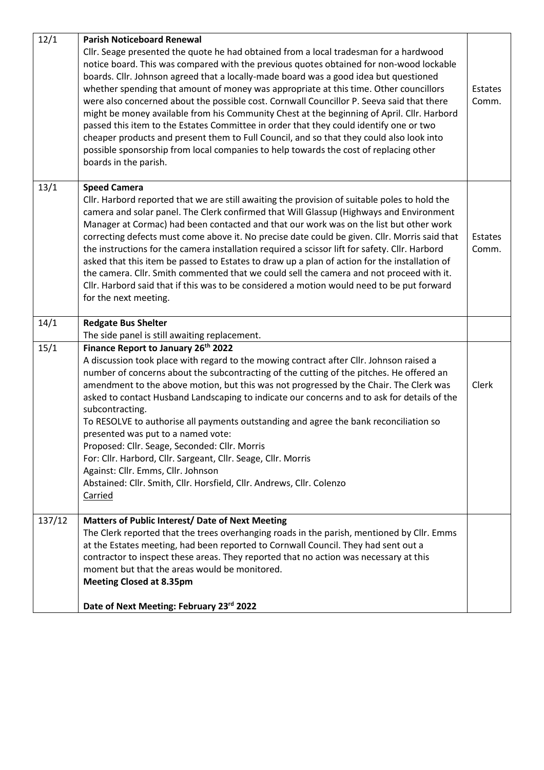| | | |
|---|---|---|
| 12/1 | **Parish Noticeboard Renewal**<br>Cllr. Seage presented the quote he had obtained from a local tradesman for a hardwood notice board. This was compared with the previous quotes obtained for non-wood lockable boards. Cllr. Johnson agreed that a locally-made board was a good idea but questioned whether spending that amount of money was appropriate at this time. Other councillors were also concerned about the possible cost. Cornwall Councillor P. Seeva said that there might be money available from his Community Chest at the beginning of April. Cllr. Harbord passed this item to the Estates Committee in order that they could identify one or two cheaper products and present them to Full Council, and so that they could also look into possible sponsorship from local companies to help towards the cost of replacing other boards in the parish. | Estates Comm. |
| 13/1 | **Speed Camera**<br>Cllr. Harbord reported that we are still awaiting the provision of suitable poles to hold the camera and solar panel. The Clerk confirmed that Will Glassup (Highways and Environment Manager at Cormac) had been contacted and that our work was on the list but other work correcting defects must come above it. No precise date could be given. Cllr. Morris said that the instructions for the camera installation required a scissor lift for safety. Cllr. Harbord asked that this item be passed to Estates to draw up a plan of action for the installation of the camera. Cllr. Smith commented that we could sell the camera and not proceed with it. Cllr. Harbord said that if this was to be considered a motion would need to be put forward for the next meeting. | Estates Comm. |
| 14/1 | **Redgate Bus Shelter**<br>The side panel is still awaiting replacement. | |
| 15/1 | **Finance Report to January 26th 2022**<br>A discussion took place with regard to the mowing contract after Cllr. Johnson raised a number of concerns about the subcontracting of the cutting of the pitches. He offered an amendment to the above motion, but this was not progressed by the Chair. The Clerk was asked to contact Husband Landscaping to indicate our concerns and to ask for details of the subcontracting.<br>To RESOLVE to authorise all payments outstanding and agree the bank reconciliation so presented was put to a named vote:<br>Proposed: Cllr. Seage, Seconded: Cllr. Morris<br>For: Cllr. Harbord, Cllr. Sargeant, Cllr. Seage, Cllr. Morris<br>Against: Cllr. Emms, Cllr. Johnson<br>Abstained: Cllr. Smith, Cllr. Horsfield, Cllr. Andrews, Cllr. Colenzo<br><u>Carried</u> | Clerk |
| 137/12 | **Matters of Public Interest/ Date of Next Meeting**<br>The Clerk reported that the trees overhanging roads in the parish, mentioned by Cllr. Emms at the Estates meeting, had been reported to Cornwall Council. They had sent out a contractor to inspect these areas. They reported that no action was necessary at this moment but that the areas would be monitored.<br>**Meeting Closed at 8.35pm**<br><br>**Date of Next Meeting: February 23rd 2022** | |